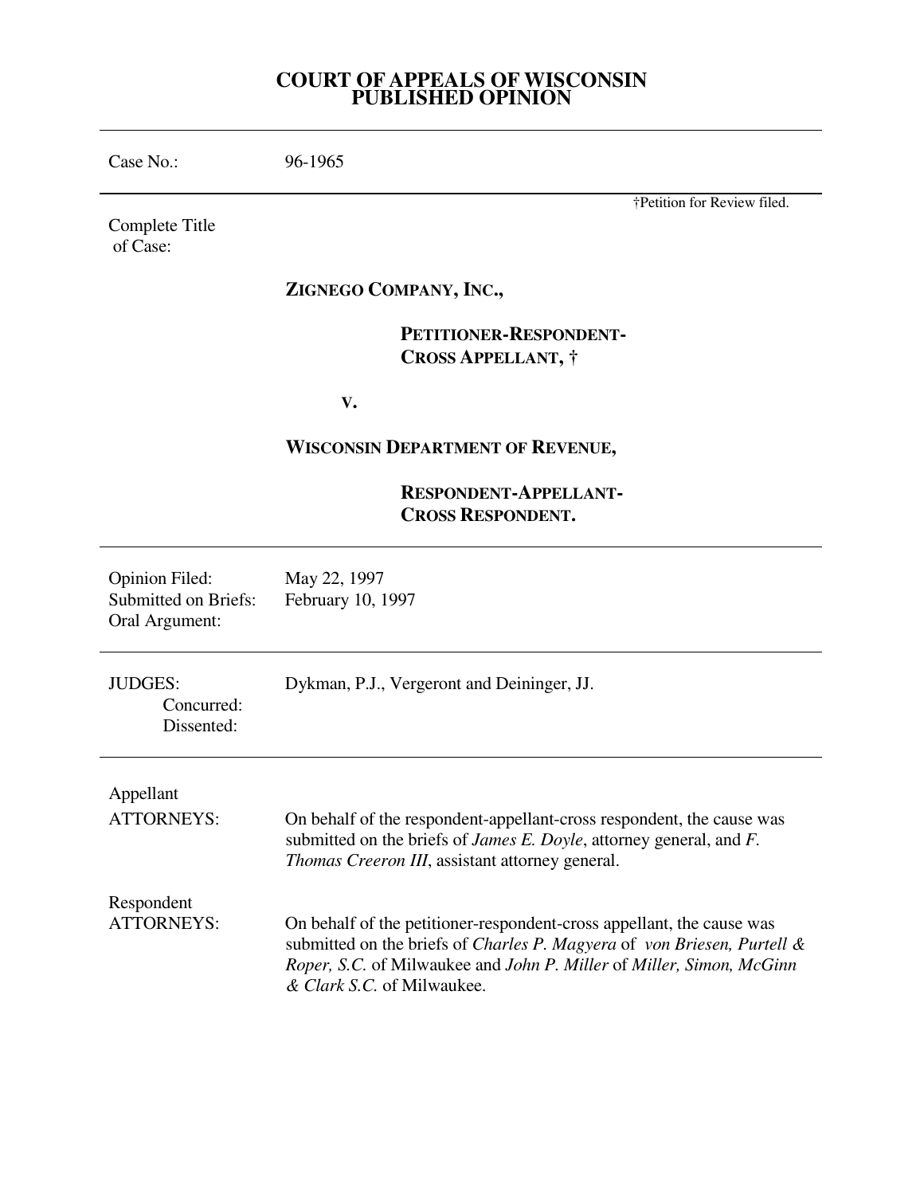# COURT OF APPEALS OF WISCONSIN
# PUBLISHED OPINION

---

Case No.: 96-1965

---

†Petition for Review filed.

Complete Title of Case:

**ZIGNEGO COMPANY, INC.,**

**PETITIONER-RESPONDENT-CROSS APPELLANT, †**

**V.**

**WISCONSIN DEPARTMENT OF REVENUE,**

**RESPONDENT-APPELLANT-CROSS RESPONDENT.**

---

| | |
|---|---|
| Opinion Filed: | May 22, 1997 |
| Submitted on Briefs: | February 10, 1997 |
| Oral Argument: | |

---

| | |
|---|---|
| JUDGES: | Dykman, P.J., Vergeront and Deininger, JJ. |
| Concurred: | |
| Dissented: | |

---

Appellant
ATTORNEYS: On behalf of the respondent-appellant-cross respondent, the cause was submitted on the briefs of *James E. Doyle*, attorney general, and *F. Thomas Creeron III*, assistant attorney general.

Respondent
ATTORNEYS: On behalf of the petitioner-respondent-cross appellant, the cause was submitted on the briefs of *Charles P. Magyera* of *von Briesen, Purtell & Roper, S.C.* of Milwaukee and *John P. Miller* of *Miller, Simon, McGinn & Clark S.C.* of Milwaukee.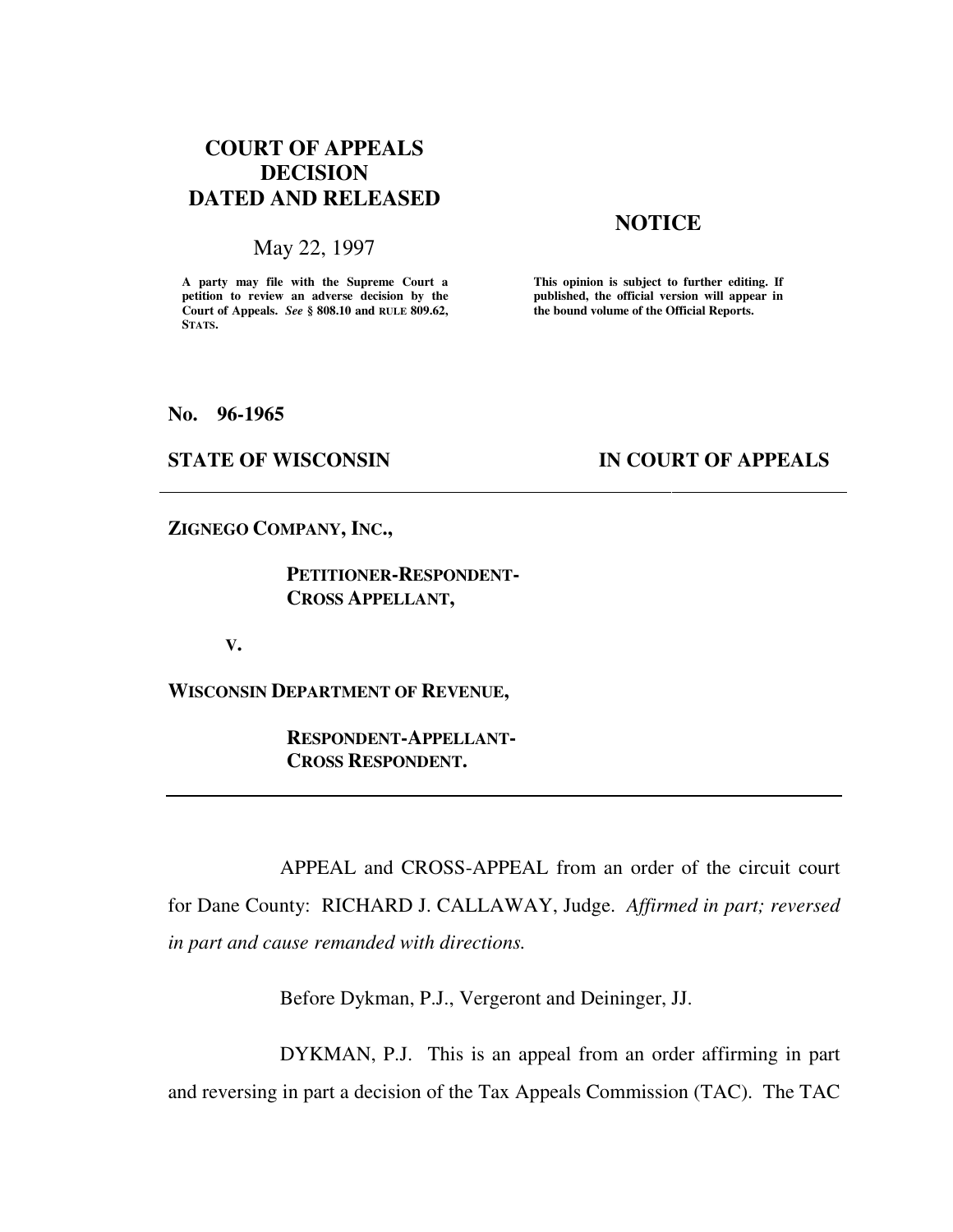**COURT OF APPEALS DECISION DATED AND RELEASED**

May 22, 1997

A party may file with the Supreme Court a petition to review an adverse decision by the Court of Appeals. *See* § 808.10 and RULE 809.62, STATS.

**NOTICE**

This opinion is subject to further editing. If published, the official version will appear in the bound volume of the Official Reports.

**No. 96-1965**

**STATE OF WISCONSIN** **IN COURT OF APPEALS**

---

**ZIGNEGO COMPANY, INC.,**

**PETITIONER-RESPONDENT-CROSS APPELLANT,**

**V.**

**WISCONSIN DEPARTMENT OF REVENUE,**

**RESPONDENT-APPELLANT-CROSS RESPONDENT.**

---

APPEAL and CROSS-APPEAL from an order of the circuit court for Dane County: RICHARD J. CALLAWAY, Judge. *Affirmed in part; reversed in part and cause remanded with directions.*

Before Dykman, P.J., Vergeront and Deininger, JJ.

DYKMAN, P.J. This is an appeal from an order affirming in part and reversing in part a decision of the Tax Appeals Commission (TAC). The TAC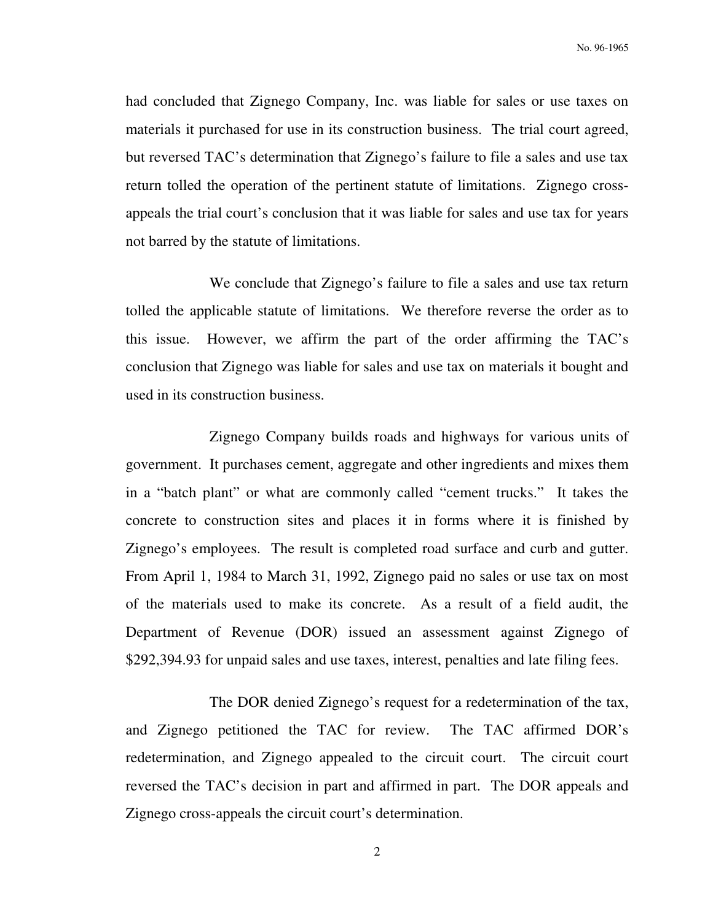had concluded that Zignego Company, Inc. was liable for sales or use taxes on materials it purchased for use in its construction business. The trial court agreed, but reversed TAC's determination that Zignego's failure to file a sales and use tax return tolled the operation of the pertinent statute of limitations. Zignego cross-appeals the trial court's conclusion that it was liable for sales and use tax for years not barred by the statute of limitations.

We conclude that Zignego's failure to file a sales and use tax return tolled the applicable statute of limitations. We therefore reverse the order as to this issue. However, we affirm the part of the order affirming the TAC's conclusion that Zignego was liable for sales and use tax on materials it bought and used in its construction business.

Zignego Company builds roads and highways for various units of government. It purchases cement, aggregate and other ingredients and mixes them in a "batch plant" or what are commonly called "cement trucks." It takes the concrete to construction sites and places it in forms where it is finished by Zignego's employees. The result is completed road surface and curb and gutter. From April 1, 1984 to March 31, 1992, Zignego paid no sales or use tax on most of the materials used to make its concrete. As a result of a field audit, the Department of Revenue (DOR) issued an assessment against Zignego of $292,394.93 for unpaid sales and use taxes, interest, penalties and late filing fees.

The DOR denied Zignego's request for a redetermination of the tax, and Zignego petitioned the TAC for review. The TAC affirmed DOR's redetermination, and Zignego appealed to the circuit court. The circuit court reversed the TAC's decision in part and affirmed in part. The DOR appeals and Zignego cross-appeals the circuit court's determination.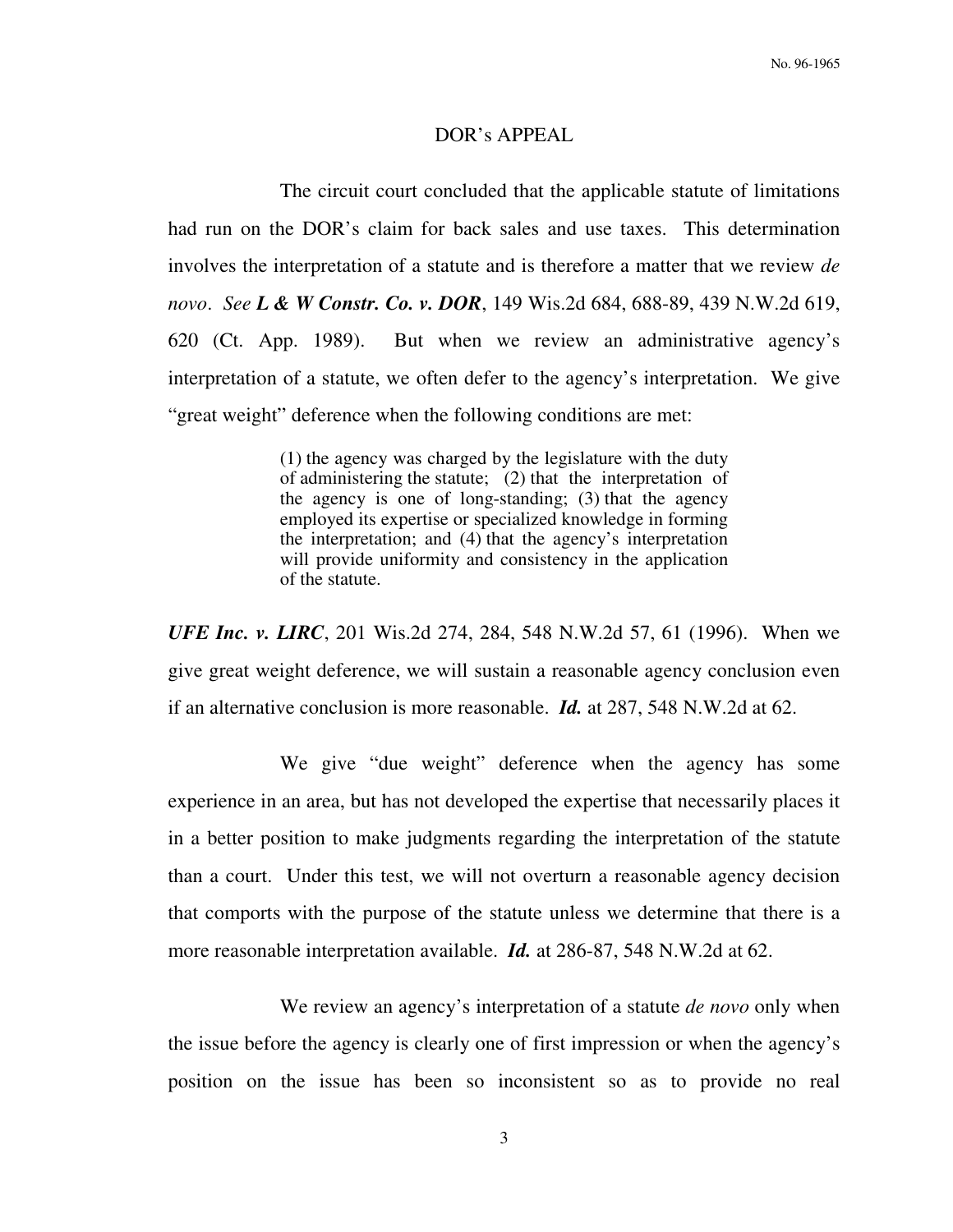DOR's APPEAL

The circuit court concluded that the applicable statute of limitations had run on the DOR's claim for back sales and use taxes. This determination involves the interpretation of a statute and is therefore a matter that we review *de novo*. *See* ***L & W Constr. Co. v. DOR***, 149 Wis.2d 684, 688-89, 439 N.W.2d 619, 620 (Ct. App. 1989). But when we review an administrative agency's interpretation of a statute, we often defer to the agency's interpretation. We give "great weight" deference when the following conditions are met:

> (1) the agency was charged by the legislature with the duty of administering the statute; (2) that the interpretation of the agency is one of long-standing; (3) that the agency employed its expertise or specialized knowledge in forming the interpretation; and (4) that the agency's interpretation will provide uniformity and consistency in the application of the statute.

***UFE Inc. v. LIRC***, 201 Wis.2d 274, 284, 548 N.W.2d 57, 61 (1996). When we give great weight deference, we will sustain a reasonable agency conclusion even if an alternative conclusion is more reasonable. ***Id.*** at 287, 548 N.W.2d at 62.

We give "due weight" deference when the agency has some experience in an area, but has not developed the expertise that necessarily places it in a better position to make judgments regarding the interpretation of the statute than a court. Under this test, we will not overturn a reasonable agency decision that comports with the purpose of the statute unless we determine that there is a more reasonable interpretation available. ***Id.*** at 286-87, 548 N.W.2d at 62.

We review an agency's interpretation of a statute *de novo* only when the issue before the agency is clearly one of first impression or when the agency's position on the issue has been so inconsistent so as to provide no real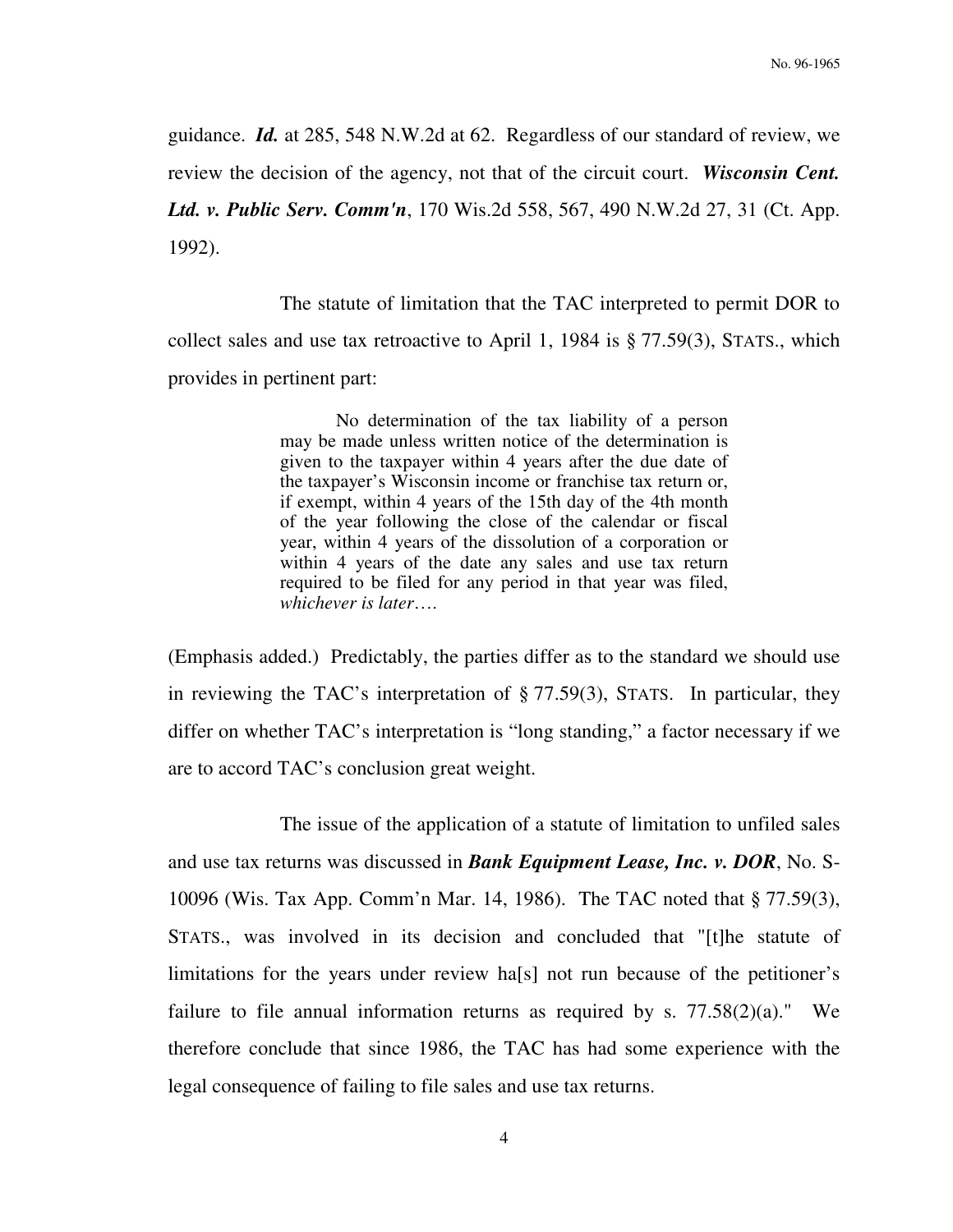guidance. ***Id.*** at 285, 548 N.W.2d at 62. Regardless of our standard of review, we review the decision of the agency, not that of the circuit court. ***Wisconsin Cent. Ltd. v. Public Serv. Comm'n***, 170 Wis.2d 558, 567, 490 N.W.2d 27, 31 (Ct. App. 1992).

The statute of limitation that the TAC interpreted to permit DOR to collect sales and use tax retroactive to April 1, 1984 is § 77.59(3), STATS., which provides in pertinent part:

> No determination of the tax liability of a person may be made unless written notice of the determination is given to the taxpayer within 4 years after the due date of the taxpayer's Wisconsin income or franchise tax return or, if exempt, within 4 years of the 15th day of the 4th month of the year following the close of the calendar or fiscal year, within 4 years of the dissolution of a corporation or within 4 years of the date any sales and use tax return required to be filed for any period in that year was filed, *whichever is later*….

(Emphasis added.) Predictably, the parties differ as to the standard we should use in reviewing the TAC's interpretation of § 77.59(3), STATS. In particular, they differ on whether TAC's interpretation is "long standing," a factor necessary if we are to accord TAC's conclusion great weight.

The issue of the application of a statute of limitation to unfiled sales and use tax returns was discussed in ***Bank Equipment Lease, Inc. v. DOR***, No. S-10096 (Wis. Tax App. Comm'n Mar. 14, 1986). The TAC noted that § 77.59(3), STATS., was involved in its decision and concluded that "[t]he statute of limitations for the years under review ha[s] not run because of the petitioner's failure to file annual information returns as required by s. 77.58(2)(a)." We therefore conclude that since 1986, the TAC has had some experience with the legal consequence of failing to file sales and use tax returns.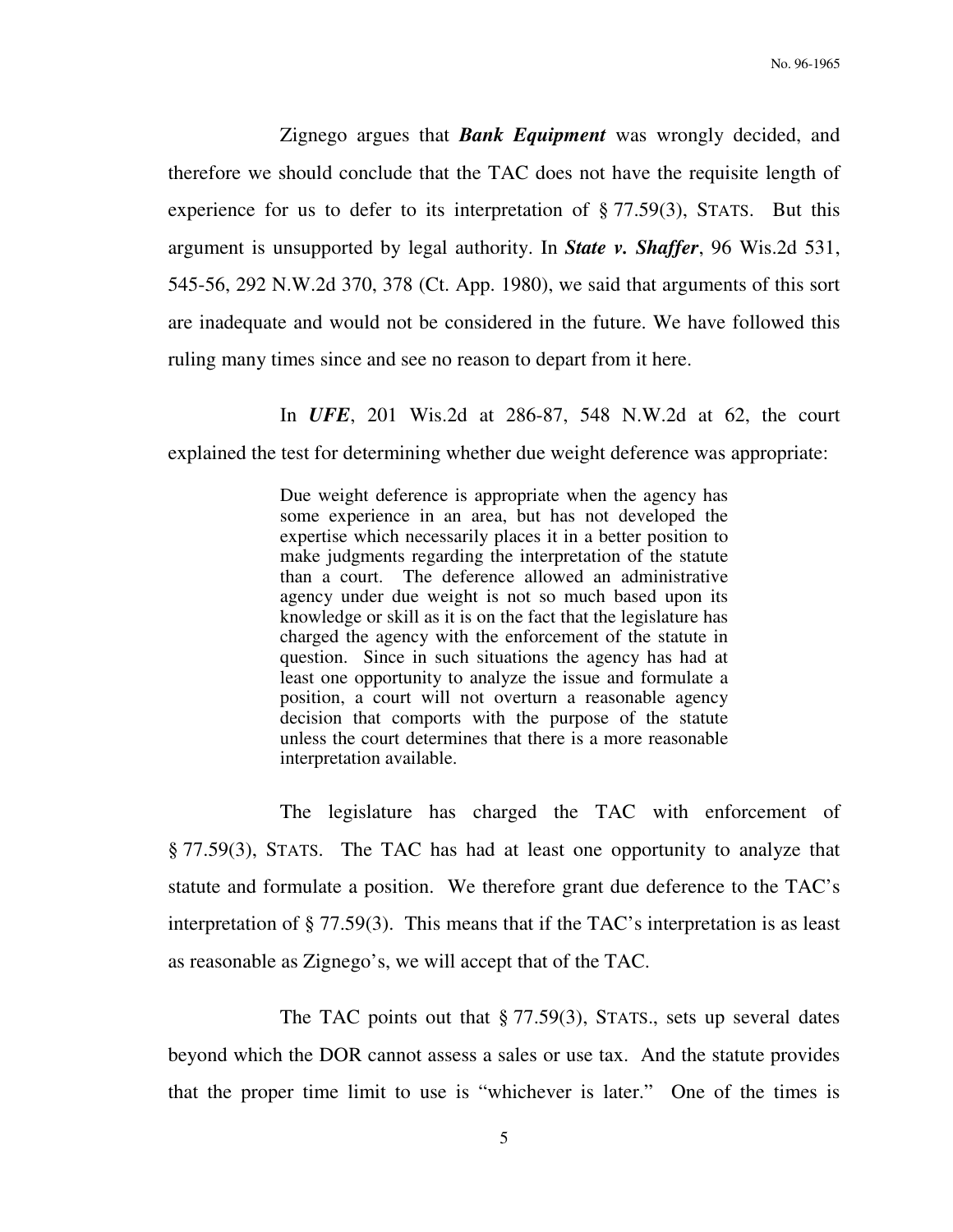Zignego argues that ***Bank Equipment*** was wrongly decided, and therefore we should conclude that the TAC does not have the requisite length of experience for us to defer to its interpretation of § 77.59(3), STATS. But this argument is unsupported by legal authority. In ***State v. Shaffer***, 96 Wis.2d 531, 545-56, 292 N.W.2d 370, 378 (Ct. App. 1980), we said that arguments of this sort are inadequate and would not be considered in the future. We have followed this ruling many times since and see no reason to depart from it here.

In ***UFE***, 201 Wis.2d at 286-87, 548 N.W.2d at 62, the court explained the test for determining whether due weight deference was appropriate:

> Due weight deference is appropriate when the agency has some experience in an area, but has not developed the expertise which necessarily places it in a better position to make judgments regarding the interpretation of the statute than a court. The deference allowed an administrative agency under due weight is not so much based upon its knowledge or skill as it is on the fact that the legislature has charged the agency with the enforcement of the statute in question. Since in such situations the agency has had at least one opportunity to analyze the issue and formulate a position, a court will not overturn a reasonable agency decision that comports with the purpose of the statute unless the court determines that there is a more reasonable interpretation available.

The legislature has charged the TAC with enforcement of § 77.59(3), STATS. The TAC has had at least one opportunity to analyze that statute and formulate a position. We therefore grant due deference to the TAC's interpretation of § 77.59(3). This means that if the TAC's interpretation is as least as reasonable as Zignego's, we will accept that of the TAC.

The TAC points out that § 77.59(3), STATS., sets up several dates beyond which the DOR cannot assess a sales or use tax. And the statute provides that the proper time limit to use is "whichever is later." One of the times is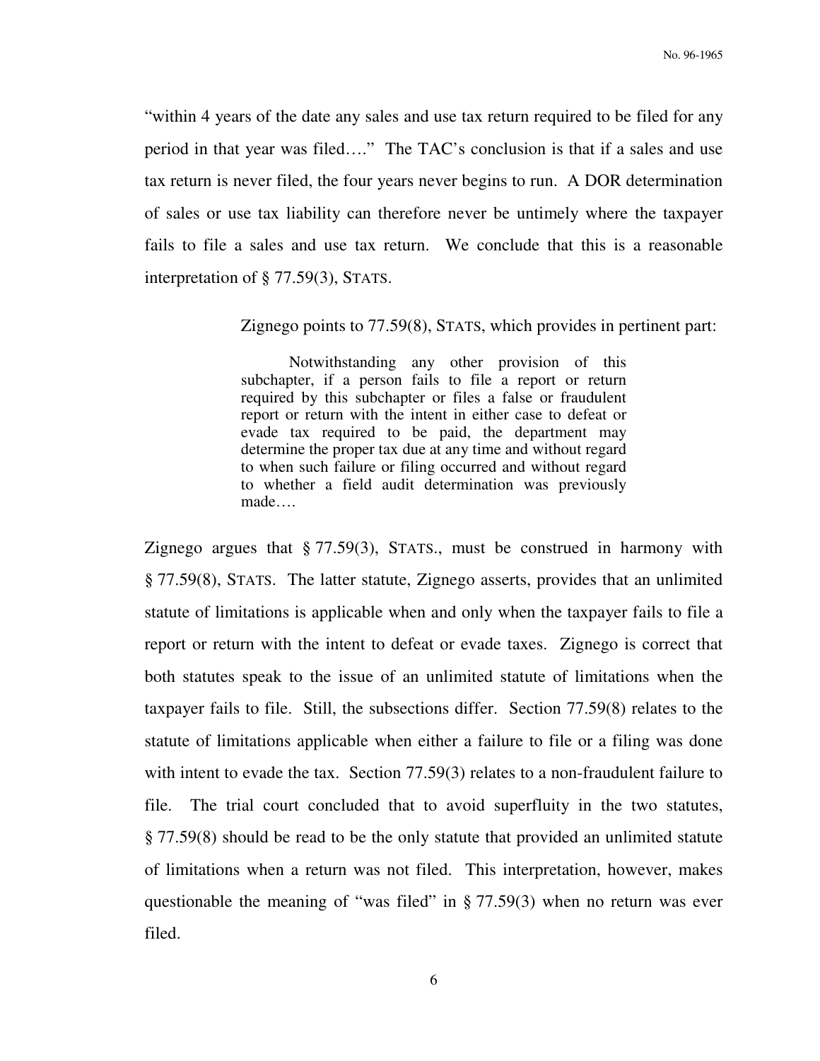"within 4 years of the date any sales and use tax return required to be filed for any period in that year was filed…." The TAC's conclusion is that if a sales and use tax return is never filed, the four years never begins to run. A DOR determination of sales or use tax liability can therefore never be untimely where the taxpayer fails to file a sales and use tax return. We conclude that this is a reasonable interpretation of § 77.59(3), STATS.

Zignego points to 77.59(8), STATS, which provides in pertinent part:

> Notwithstanding any other provision of this subchapter, if a person fails to file a report or return required by this subchapter or files a false or fraudulent report or return with the intent in either case to defeat or evade tax required to be paid, the department may determine the proper tax due at any time and without regard to when such failure or filing occurred and without regard to whether a field audit determination was previously made….

Zignego argues that § 77.59(3), STATS., must be construed in harmony with § 77.59(8), STATS. The latter statute, Zignego asserts, provides that an unlimited statute of limitations is applicable when and only when the taxpayer fails to file a report or return with the intent to defeat or evade taxes. Zignego is correct that both statutes speak to the issue of an unlimited statute of limitations when the taxpayer fails to file. Still, the subsections differ. Section 77.59(8) relates to the statute of limitations applicable when either a failure to file or a filing was done with intent to evade the tax. Section 77.59(3) relates to a non-fraudulent failure to file. The trial court concluded that to avoid superfluity in the two statutes, § 77.59(8) should be read to be the only statute that provided an unlimited statute of limitations when a return was not filed. This interpretation, however, makes questionable the meaning of "was filed" in § 77.59(3) when no return was ever filed.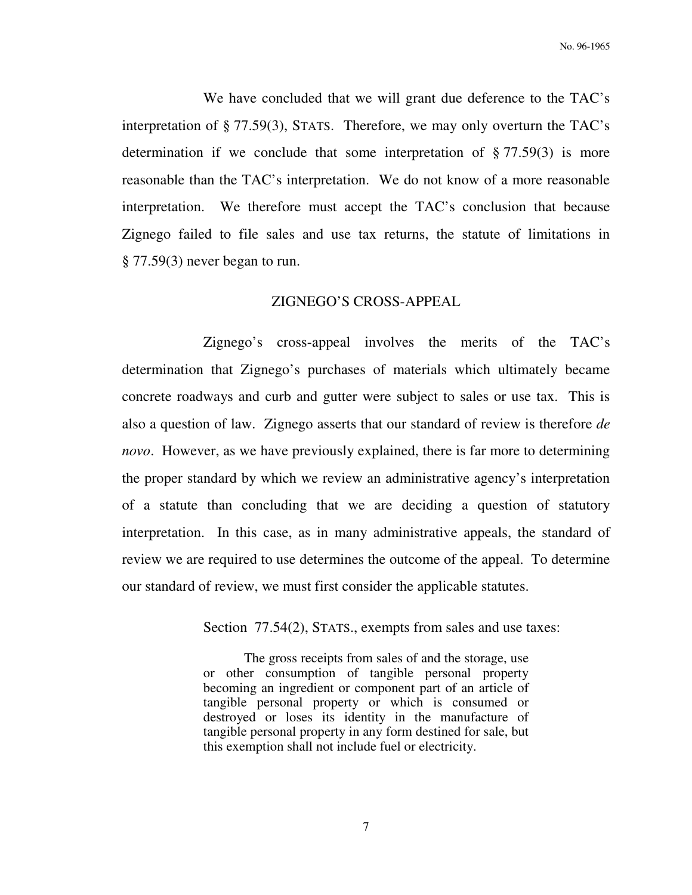We have concluded that we will grant due deference to the TAC's interpretation of § 77.59(3), STATS. Therefore, we may only overturn the TAC's determination if we conclude that some interpretation of § 77.59(3) is more reasonable than the TAC's interpretation. We do not know of a more reasonable interpretation. We therefore must accept the TAC's conclusion that because Zignego failed to file sales and use tax returns, the statute of limitations in § 77.59(3) never began to run.

## ZIGNEGO'S CROSS-APPEAL

Zignego's cross-appeal involves the merits of the TAC's determination that Zignego's purchases of materials which ultimately became concrete roadways and curb and gutter were subject to sales or use tax. This is also a question of law. Zignego asserts that our standard of review is therefore *de novo*. However, as we have previously explained, there is far more to determining the proper standard by which we review an administrative agency's interpretation of a statute than concluding that we are deciding a question of statutory interpretation. In this case, as in many administrative appeals, the standard of review we are required to use determines the outcome of the appeal. To determine our standard of review, we must first consider the applicable statutes.

Section 77.54(2), STATS., exempts from sales and use taxes:

> The gross receipts from sales of and the storage, use or other consumption of tangible personal property becoming an ingredient or component part of an article of tangible personal property or which is consumed or destroyed or loses its identity in the manufacture of tangible personal property in any form destined for sale, but this exemption shall not include fuel or electricity.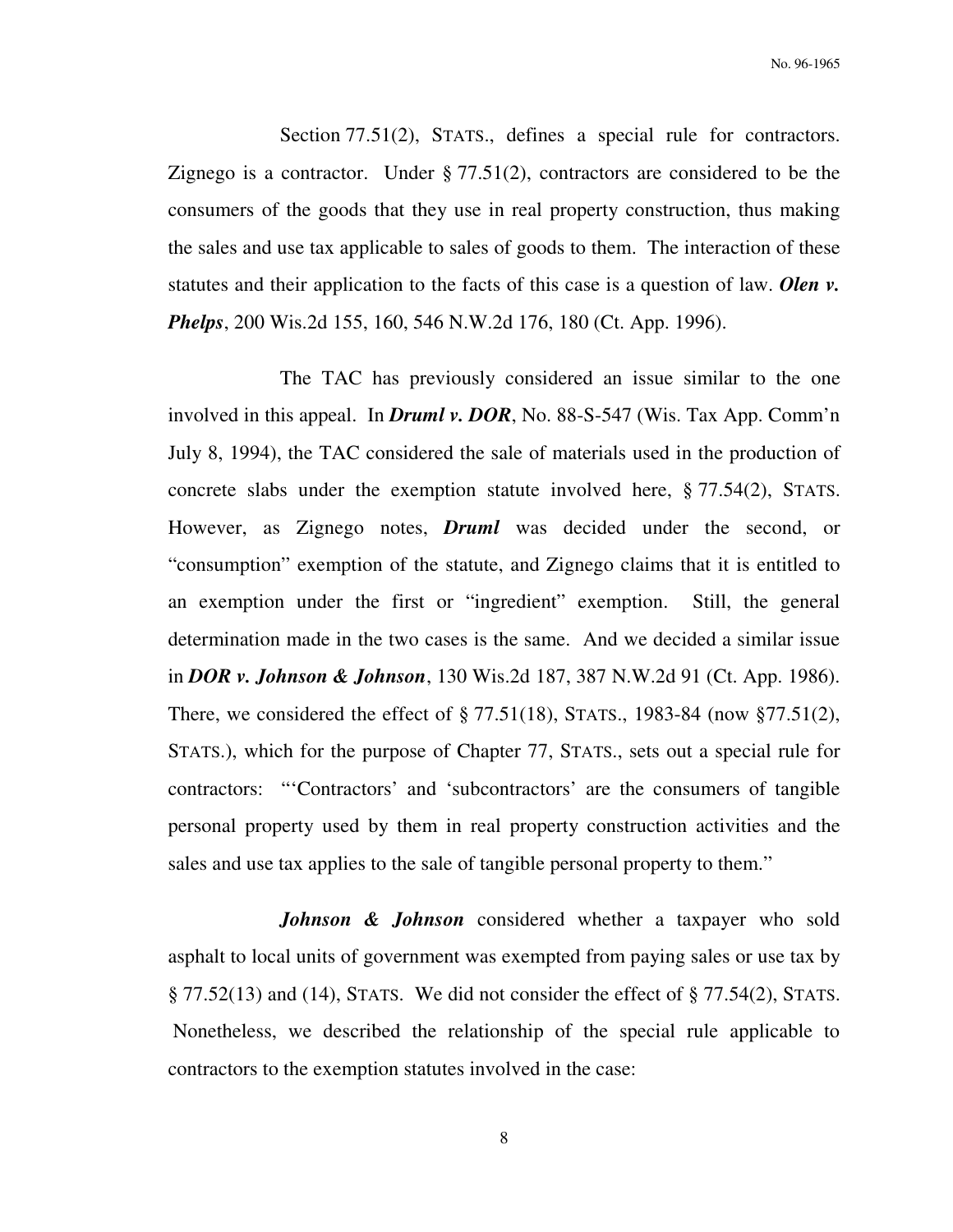Section 77.51(2), STATS., defines a special rule for contractors. Zignego is a contractor. Under § 77.51(2), contractors are considered to be the consumers of the goods that they use in real property construction, thus making the sales and use tax applicable to sales of goods to them. The interaction of these statutes and their application to the facts of this case is a question of law. ***Olen v. Phelps***, 200 Wis.2d 155, 160, 546 N.W.2d 176, 180 (Ct. App. 1996).

The TAC has previously considered an issue similar to the one involved in this appeal. In ***Druml v. DOR***, No. 88-S-547 (Wis. Tax App. Comm'n July 8, 1994), the TAC considered the sale of materials used in the production of concrete slabs under the exemption statute involved here, § 77.54(2), STATS. However, as Zignego notes, ***Druml*** was decided under the second, or "consumption" exemption of the statute, and Zignego claims that it is entitled to an exemption under the first or "ingredient" exemption. Still, the general determination made in the two cases is the same. And we decided a similar issue in ***DOR v. Johnson & Johnson***, 130 Wis.2d 187, 387 N.W.2d 91 (Ct. App. 1986). There, we considered the effect of § 77.51(18), STATS., 1983-84 (now §77.51(2), STATS.), which for the purpose of Chapter 77, STATS., sets out a special rule for contractors: "'Contractors' and 'subcontractors' are the consumers of tangible personal property used by them in real property construction activities and the sales and use tax applies to the sale of tangible personal property to them."

***Johnson & Johnson*** considered whether a taxpayer who sold asphalt to local units of government was exempted from paying sales or use tax by § 77.52(13) and (14), STATS. We did not consider the effect of § 77.54(2), STATS. Nonetheless, we described the relationship of the special rule applicable to contractors to the exemption statutes involved in the case: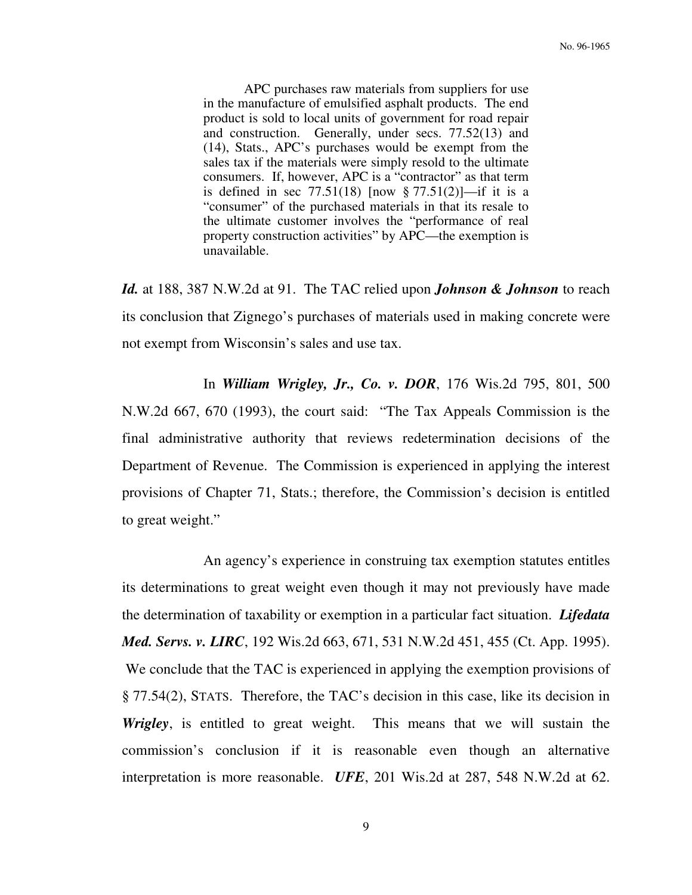> APC purchases raw materials from suppliers for use in the manufacture of emulsified asphalt products. The end product is sold to local units of government for road repair and construction. Generally, under secs. 77.52(13) and (14), Stats., APC's purchases would be exempt from the sales tax if the materials were simply resold to the ultimate consumers. If, however, APC is a "contractor" as that term is defined in sec 77.51(18) [now § 77.51(2)]—if it is a "consumer" of the purchased materials in that its resale to the ultimate customer involves the "performance of real property construction activities" by APC—the exemption is unavailable.

***Id.*** at 188, 387 N.W.2d at 91. The TAC relied upon ***Johnson & Johnson*** to reach its conclusion that Zignego's purchases of materials used in making concrete were not exempt from Wisconsin's sales and use tax.

In ***William Wrigley, Jr., Co. v. DOR***, 176 Wis.2d 795, 801, 500 N.W.2d 667, 670 (1993), the court said: "The Tax Appeals Commission is the final administrative authority that reviews redetermination decisions of the Department of Revenue. The Commission is experienced in applying the interest provisions of Chapter 71, Stats.; therefore, the Commission's decision is entitled to great weight."

An agency's experience in construing tax exemption statutes entitles its determinations to great weight even though it may not previously have made the determination of taxability or exemption in a particular fact situation. ***Lifedata Med. Servs. v. LIRC***, 192 Wis.2d 663, 671, 531 N.W.2d 451, 455 (Ct. App. 1995). We conclude that the TAC is experienced in applying the exemption provisions of § 77.54(2), STATS. Therefore, the TAC's decision in this case, like its decision in ***Wrigley***, is entitled to great weight. This means that we will sustain the commission's conclusion if it is reasonable even though an alternative interpretation is more reasonable. ***UFE***, 201 Wis.2d at 287, 548 N.W.2d at 62.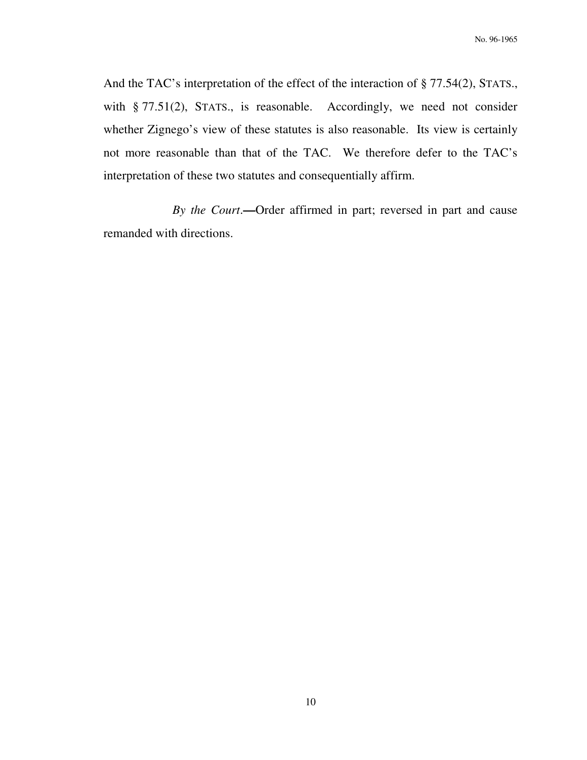And the TAC's interpretation of the effect of the interaction of § 77.54(2), STATS., with § 77.51(2), STATS., is reasonable. Accordingly, we need not consider whether Zignego's view of these statutes is also reasonable. Its view is certainly not more reasonable than that of the TAC. We therefore defer to the TAC's interpretation of these two statutes and consequentially affirm.

*By the Court.*—Order affirmed in part; reversed in part and cause remanded with directions.